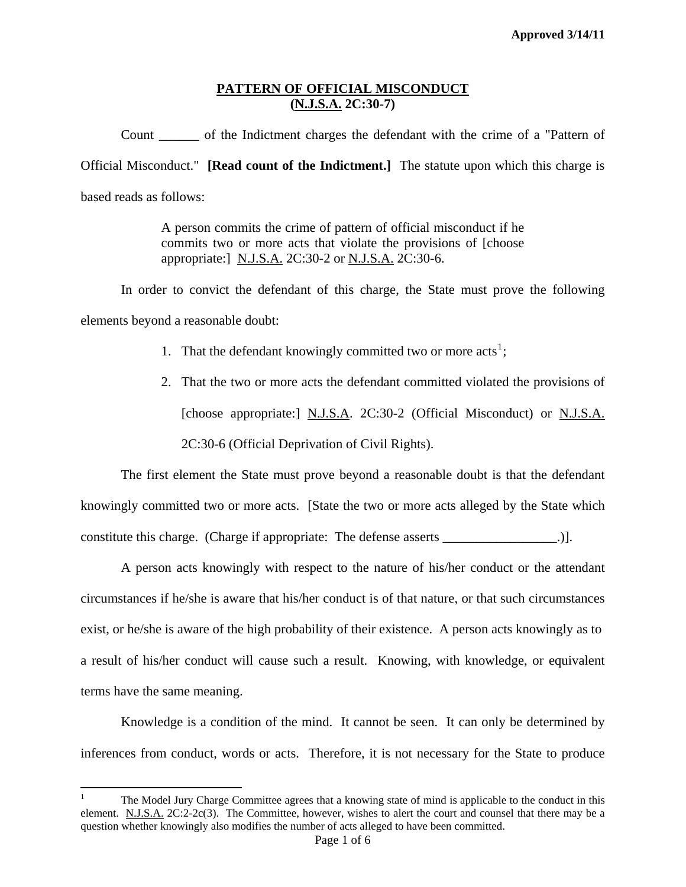Approved 3/14/11

# PATTERN OF OFFICIAL MISCONDUCT
## (N.J.S.A. 2C:30-7)

Count ______ of the Indictment charges the defendant with the crime of a "Pattern of Official Misconduct." **[Read count of the Indictment.]** The statute upon which this charge is based reads as follows:

> A person commits the crime of pattern of official misconduct if he commits two or more acts that violate the provisions of [choose appropriate:] N.J.S.A. 2C:30-2 or N.J.S.A. 2C:30-6.

In order to convict the defendant of this charge, the State must prove the following elements beyond a reasonable doubt:

1. That the defendant knowingly committed two or more acts[1];
2. That the two or more acts the defendant committed violated the provisions of [choose appropriate:] N.J.S.A. 2C:30-2 (Official Misconduct) or N.J.S.A. 2C:30-6 (Official Deprivation of Civil Rights).

The first element the State must prove beyond a reasonable doubt is that the defendant knowingly committed two or more acts. [State the two or more acts alleged by the State which constitute this charge. (Charge if appropriate: The defense asserts _________________.)].

A person acts knowingly with respect to the nature of his/her conduct or the attendant circumstances if he/she is aware that his/her conduct is of that nature, or that such circumstances exist, or he/she is aware of the high probability of their existence. A person acts knowingly as to a result of his/her conduct will cause such a result. Knowing, with knowledge, or equivalent terms have the same meaning.

Knowledge is a condition of the mind. It cannot be seen. It can only be determined by inferences from conduct, words or acts. Therefore, it is not necessary for the State to produce

---

[1] The Model Jury Charge Committee agrees that a knowing state of mind is applicable to the conduct in this element. N.J.S.A. 2C:2-2c(3). The Committee, however, wishes to alert the court and counsel that there may be a question whether knowingly also modifies the number of acts alleged to have been committed.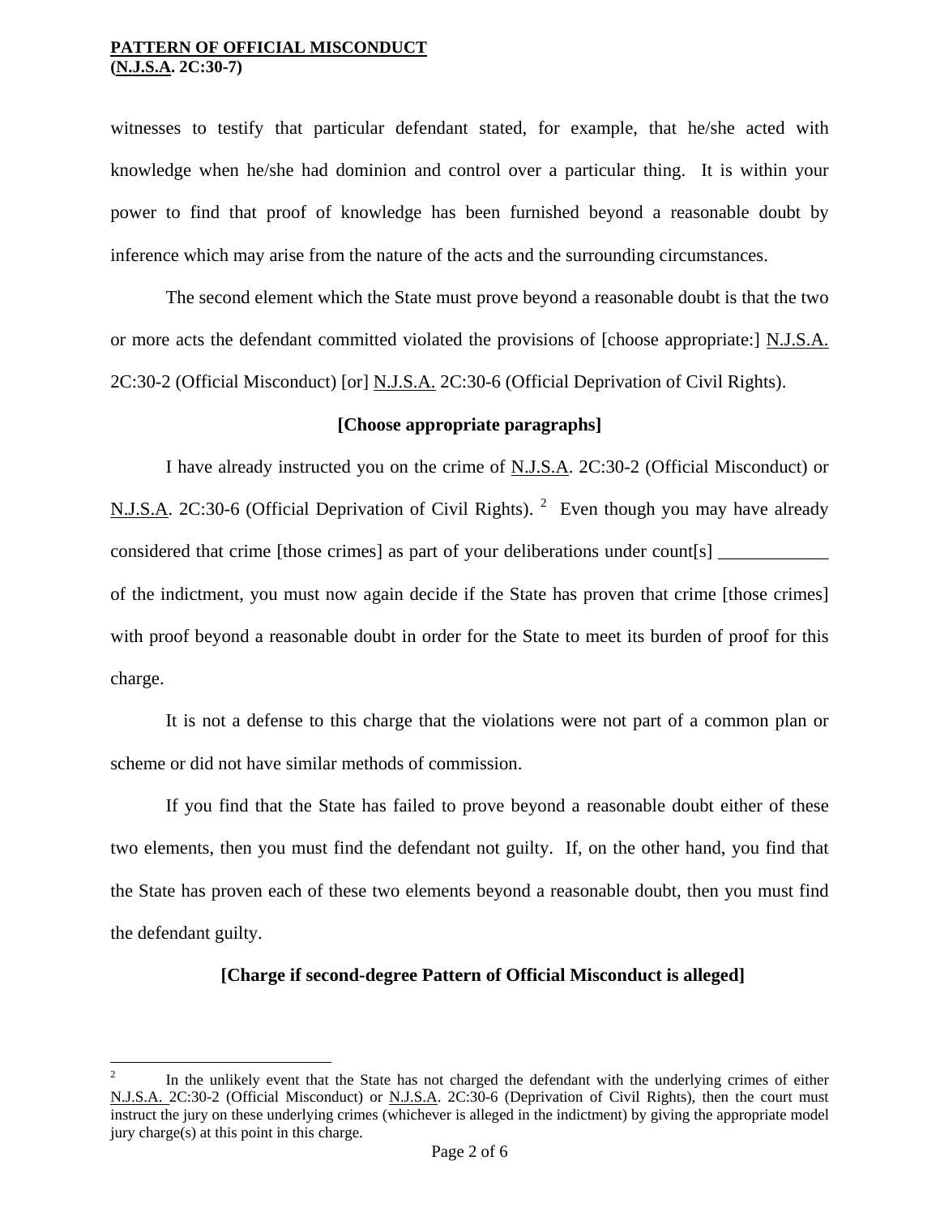witnesses to testify that particular defendant stated, for example, that he/she acted with knowledge when he/she had dominion and control over a particular thing. It is within your power to find that proof of knowledge has been furnished beyond a reasonable doubt by inference which may arise from the nature of the acts and the surrounding circumstances.

The second element which the State must prove beyond a reasonable doubt is that the two or more acts the defendant committed violated the provisions of [choose appropriate:] N.J.S.A. 2C:30-2 (Official Misconduct) [or] N.J.S.A. 2C:30-6 (Official Deprivation of Civil Rights).

**[Choose appropriate paragraphs]**

I have already instructed you on the crime of N.J.S.A. 2C:30-2 (Official Misconduct) or N.J.S.A. 2C:30-6 (Official Deprivation of Civil Rights). [2] Even though you may have already considered that crime [those crimes] as part of your deliberations under count[s] ____________ of the indictment, you must now again decide if the State has proven that crime [those crimes] with proof beyond a reasonable doubt in order for the State to meet its burden of proof for this charge.

It is not a defense to this charge that the violations were not part of a common plan or scheme or did not have similar methods of commission.

If you find that the State has failed to prove beyond a reasonable doubt either of these two elements, then you must find the defendant not guilty. If, on the other hand, you find that the State has proven each of these two elements beyond a reasonable doubt, then you must find the defendant guilty.

**[Charge if second-degree Pattern of Official Misconduct is alleged]**

---

[2] In the unlikely event that the State has not charged the defendant with the underlying crimes of either N.J.S.A. 2C:30-2 (Official Misconduct) or N.J.S.A. 2C:30-6 (Deprivation of Civil Rights), then the court must instruct the jury on these underlying crimes (whichever is alleged in the indictment) by giving the appropriate model jury charge(s) at this point in this charge.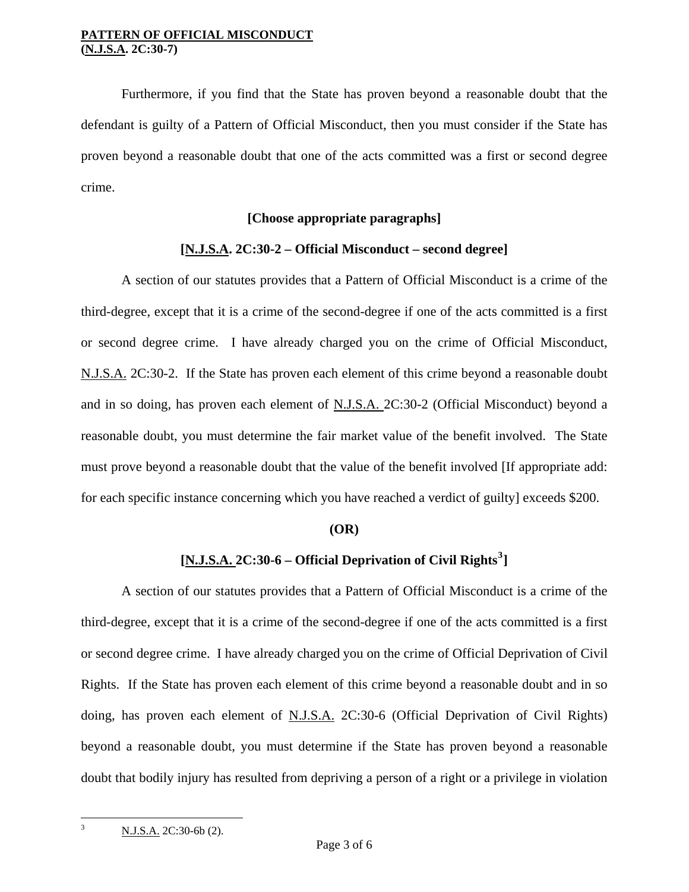Furthermore, if you find that the State has proven beyond a reasonable doubt that the defendant is guilty of a Pattern of Official Misconduct, then you must consider if the State has proven beyond a reasonable doubt that one of the acts committed was a first or second degree crime.

**[Choose appropriate paragraphs]**

**[N.J.S.A. 2C:30-2 – Official Misconduct – second degree]**

A section of our statutes provides that a Pattern of Official Misconduct is a crime of the third-degree, except that it is a crime of the second-degree if one of the acts committed is a first or second degree crime. I have already charged you on the crime of Official Misconduct, N.J.S.A. 2C:30-2. If the State has proven each element of this crime beyond a reasonable doubt and in so doing, has proven each element of N.J.S.A. 2C:30-2 (Official Misconduct) beyond a reasonable doubt, you must determine the fair market value of the benefit involved. The State must prove beyond a reasonable doubt that the value of the benefit involved [If appropriate add: for each specific instance concerning which you have reached a verdict of guilty] exceeds $200.

**(OR)**

**[N.J.S.A. 2C:30-6 – Official Deprivation of Civil Rights[3]]**

A section of our statutes provides that a Pattern of Official Misconduct is a crime of the third-degree, except that it is a crime of the second-degree if one of the acts committed is a first or second degree crime. I have already charged you on the crime of Official Deprivation of Civil Rights. If the State has proven each element of this crime beyond a reasonable doubt and in so doing, has proven each element of N.J.S.A. 2C:30-6 (Official Deprivation of Civil Rights) beyond a reasonable doubt, you must determine if the State has proven beyond a reasonable doubt that bodily injury has resulted from depriving a person of a right or a privilege in violation

---

[3] N.J.S.A. 2C:30-6b (2).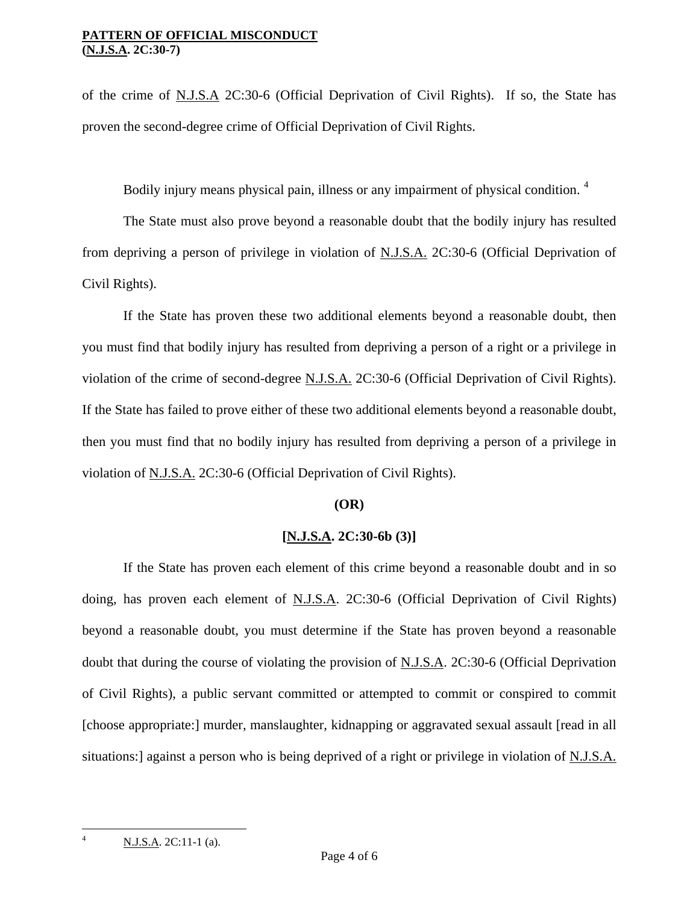of the crime of N.J.S.A 2C:30-6 (Official Deprivation of Civil Rights). If so, the State has proven the second-degree crime of Official Deprivation of Civil Rights.

Bodily injury means physical pain, illness or any impairment of physical condition. [4]

The State must also prove beyond a reasonable doubt that the bodily injury has resulted from depriving a person of privilege in violation of N.J.S.A. 2C:30-6 (Official Deprivation of Civil Rights).

If the State has proven these two additional elements beyond a reasonable doubt, then you must find that bodily injury has resulted from depriving a person of a right or a privilege in violation of the crime of second-degree N.J.S.A. 2C:30-6 (Official Deprivation of Civil Rights). If the State has failed to prove either of these two additional elements beyond a reasonable doubt, then you must find that no bodily injury has resulted from depriving a person of a privilege in violation of N.J.S.A. 2C:30-6 (Official Deprivation of Civil Rights).

**(OR)**

**[N.J.S.A. 2C:30-6b (3)]**

If the State has proven each element of this crime beyond a reasonable doubt and in so doing, has proven each element of N.J.S.A. 2C:30-6 (Official Deprivation of Civil Rights) beyond a reasonable doubt, you must determine if the State has proven beyond a reasonable doubt that during the course of violating the provision of N.J.S.A. 2C:30-6 (Official Deprivation of Civil Rights), a public servant committed or attempted to commit or conspired to commit [choose appropriate:] murder, manslaughter, kidnapping or aggravated sexual assault [read in all situations:] against a person who is being deprived of a right or privilege in violation of N.J.S.A.

---

[4] N.J.S.A. 2C:11-1 (a).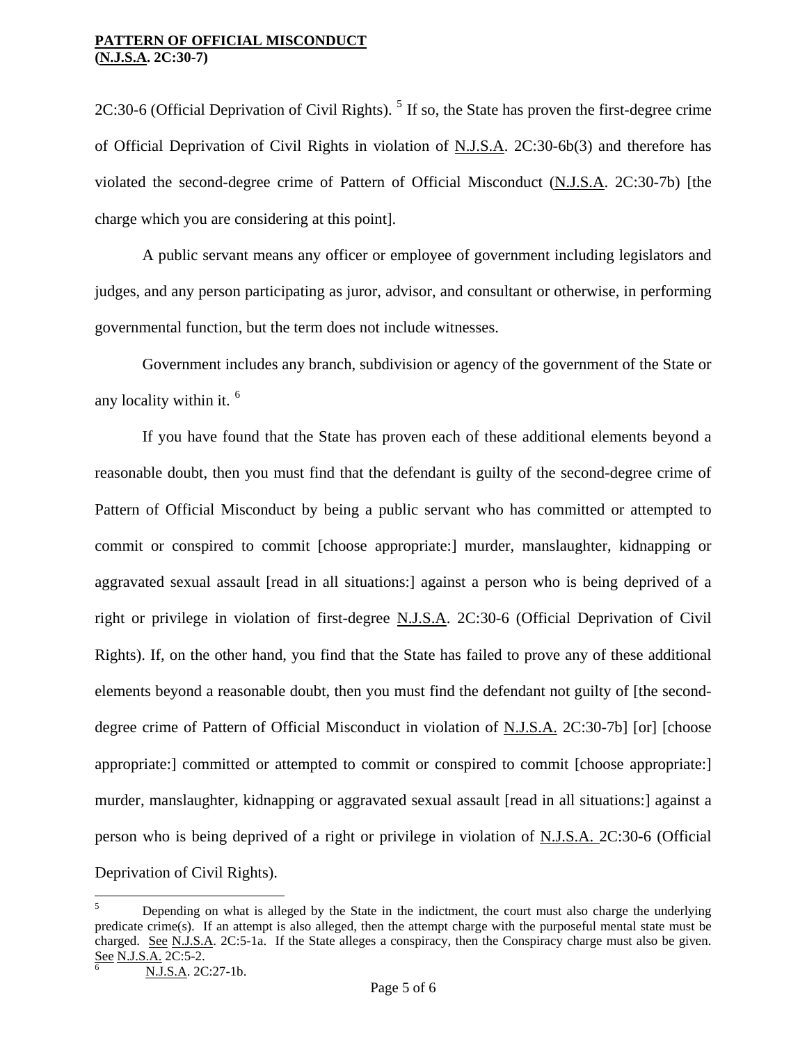2C:30-6 (Official Deprivation of Civil Rights). [5] If so, the State has proven the first-degree crime of Official Deprivation of Civil Rights in violation of N.J.S.A. 2C:30-6b(3) and therefore has violated the second-degree crime of Pattern of Official Misconduct (N.J.S.A. 2C:30-7b) [the charge which you are considering at this point].

A public servant means any officer or employee of government including legislators and judges, and any person participating as juror, advisor, and consultant or otherwise, in performing governmental function, but the term does not include witnesses.

Government includes any branch, subdivision or agency of the government of the State or any locality within it. [6]

If you have found that the State has proven each of these additional elements beyond a reasonable doubt, then you must find that the defendant is guilty of the second-degree crime of Pattern of Official Misconduct by being a public servant who has committed or attempted to commit or conspired to commit [choose appropriate:] murder, manslaughter, kidnapping or aggravated sexual assault [read in all situations:] against a person who is being deprived of a right or privilege in violation of first-degree N.J.S.A. 2C:30-6 (Official Deprivation of Civil Rights). If, on the other hand, you find that the State has failed to prove any of these additional elements beyond a reasonable doubt, then you must find the defendant not guilty of [the second-degree crime of Pattern of Official Misconduct in violation of N.J.S.A. 2C:30-7b] [or] [choose appropriate:] committed or attempted to commit or conspired to commit [choose appropriate:] murder, manslaughter, kidnapping or aggravated sexual assault [read in all situations:] against a person who is being deprived of a right or privilege in violation of N.J.S.A. 2C:30-6 (Official Deprivation of Civil Rights).

---

[5] Depending on what is alleged by the State in the indictment, the court must also charge the underlying predicate crime(s). If an attempt is also alleged, then the attempt charge with the purposeful mental state must be charged. See N.J.S.A. 2C:5-1a. If the State alleges a conspiracy, then the Conspiracy charge must also be given. See N.J.S.A. 2C:5-2.

[6] N.J.S.A. 2C:27-1b.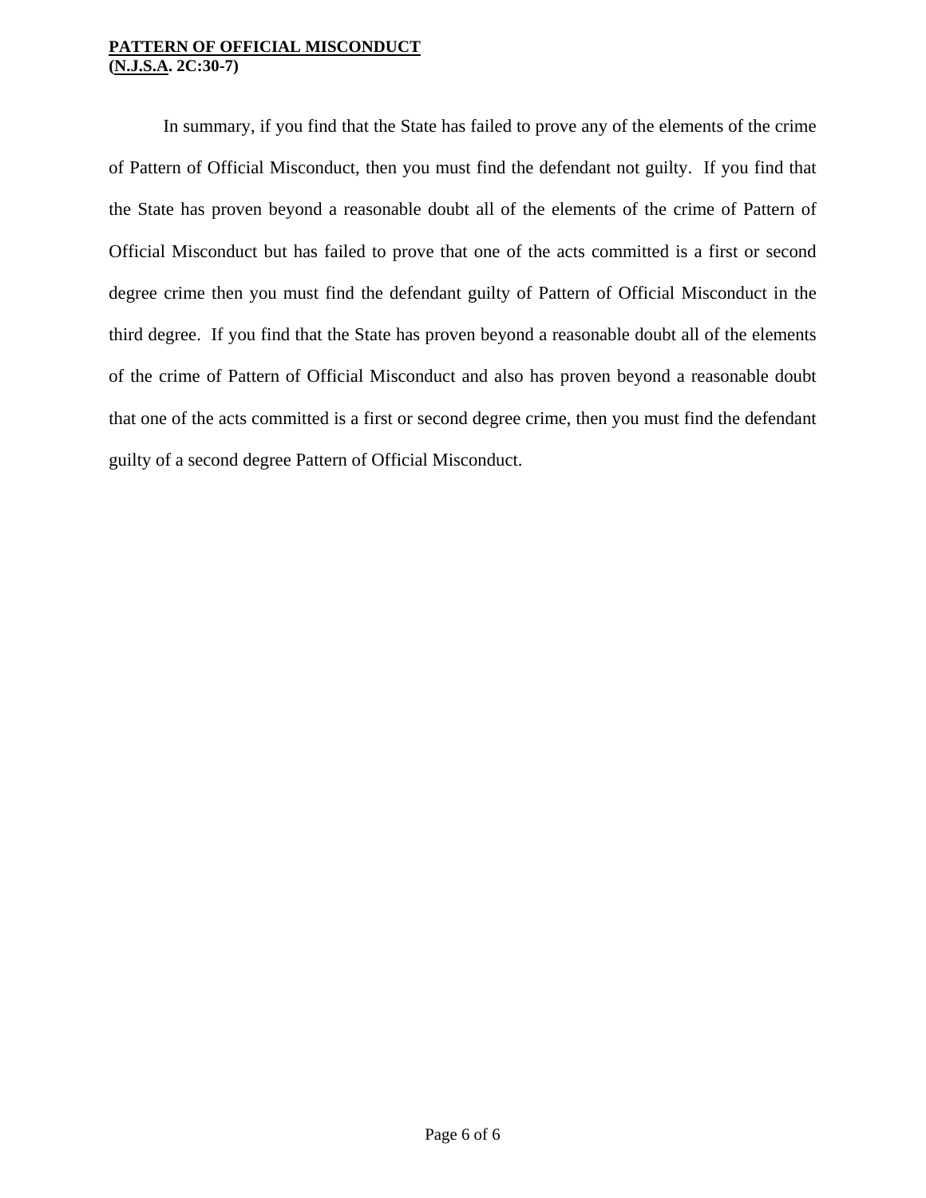In summary, if you find that the State has failed to prove any of the elements of the crime of Pattern of Official Misconduct, then you must find the defendant not guilty. If you find that the State has proven beyond a reasonable doubt all of the elements of the crime of Pattern of Official Misconduct but has failed to prove that one of the acts committed is a first or second degree crime then you must find the defendant guilty of Pattern of Official Misconduct in the third degree. If you find that the State has proven beyond a reasonable doubt all of the elements of the crime of Pattern of Official Misconduct and also has proven beyond a reasonable doubt that one of the acts committed is a first or second degree crime, then you must find the defendant guilty of a second degree Pattern of Official Misconduct.